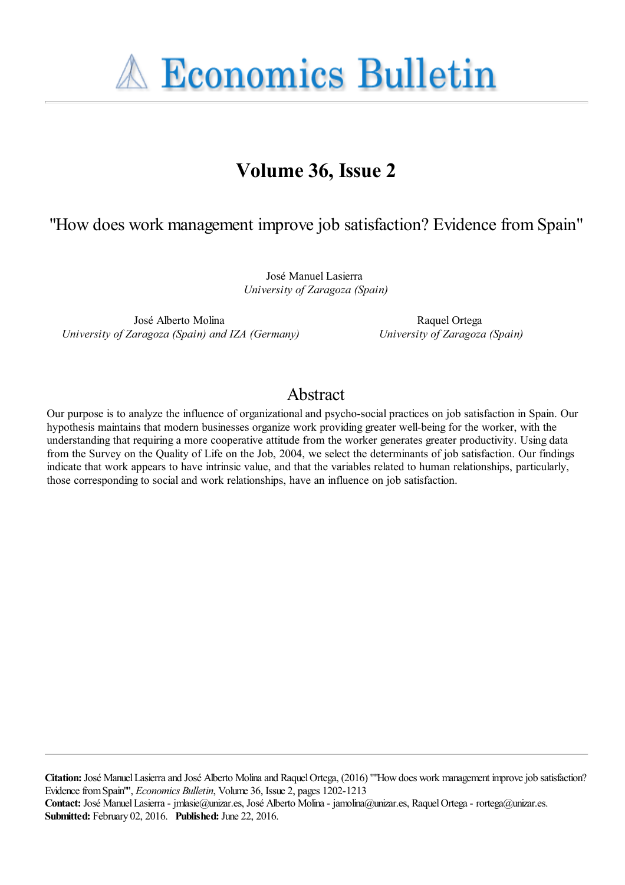# Economics Bulletin

## Volume 36, Issue 2

### "How does work management improve job satisfaction? Evidence from Spain"

José Manuel Lasierra
*University of Zaragoza (Spain)*

José Alberto Molina
*University of Zaragoza (Spain) and IZA (Germany)*

Raquel Ortega
*University of Zaragoza (Spain)*

## Abstract

Our purpose is to analyze the influence of organizational and psycho-social practices on job satisfaction in Spain. Our hypothesis maintains that modern businesses organize work providing greater well-being for the worker, with the understanding that requiring a more cooperative attitude from the worker generates greater productivity. Using data from the Survey on the Quality of Life on the Job, 2004, we select the determinants of job satisfaction. Our findings indicate that work appears to have intrinsic value, and that the variables related to human relationships, particularly, those corresponding to social and work relationships, have an influence on job satisfaction.

---

**Citation:** José Manuel Lasierra and José Alberto Molina and Raquel Ortega, (2016) ""How does work management improve job satisfaction? Evidence from Spain"", *Economics Bulletin*, Volume 36, Issue 2, pages 1202-1213
**Contact:** José Manuel Lasierra - jmlasie@unizar.es, José Alberto Molina - jamolina@unizar.es, Raquel Ortega - rortega@unizar.es.
**Submitted:** February 02, 2016. **Published:** June 22, 2016.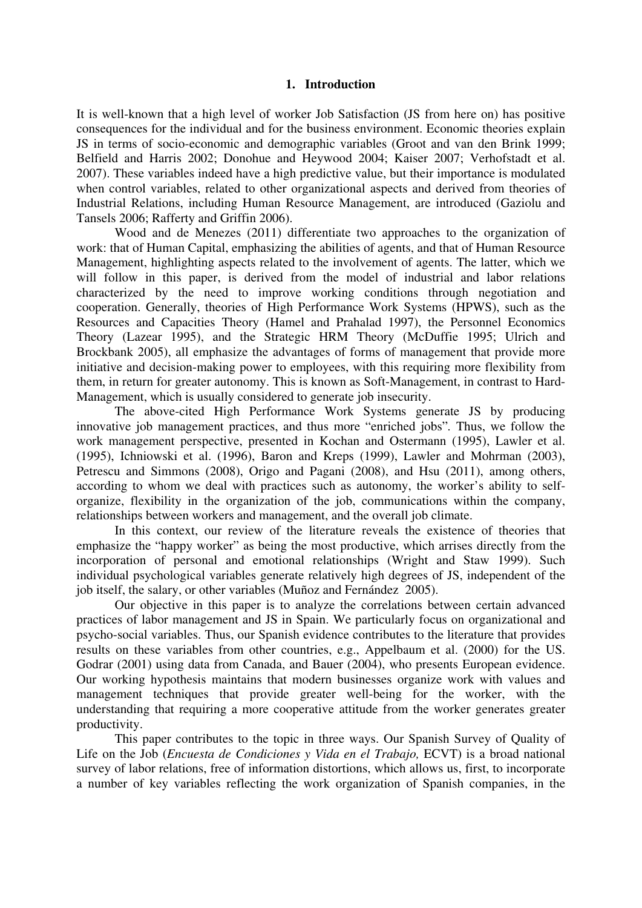# 1. Introduction

It is well-known that a high level of worker Job Satisfaction (JS from here on) has positive consequences for the individual and for the business environment. Economic theories explain JS in terms of socio-economic and demographic variables (Groot and van den Brink 1999; Belfield and Harris 2002; Donohue and Heywood 2004; Kaiser 2007; Verhofstadt et al. 2007). These variables indeed have a high predictive value, but their importance is modulated when control variables, related to other organizational aspects and derived from theories of Industrial Relations, including Human Resource Management, are introduced (Gaziolu and Tansels 2006; Rafferty and Griffin 2006).

Wood and de Menezes (2011) differentiate two approaches to the organization of work: that of Human Capital, emphasizing the abilities of agents, and that of Human Resource Management, highlighting aspects related to the involvement of agents. The latter, which we will follow in this paper, is derived from the model of industrial and labor relations characterized by the need to improve working conditions through negotiation and cooperation. Generally, theories of High Performance Work Systems (HPWS), such as the Resources and Capacities Theory (Hamel and Prahalad 1997), the Personnel Economics Theory (Lazear 1995), and the Strategic HRM Theory (McDuffie 1995; Ulrich and Brockbank 2005), all emphasize the advantages of forms of management that provide more initiative and decision-making power to employees, with this requiring more flexibility from them, in return for greater autonomy. This is known as Soft-Management, in contrast to Hard-Management, which is usually considered to generate job insecurity.

The above-cited High Performance Work Systems generate JS by producing innovative job management practices, and thus more "enriched jobs". Thus, we follow the work management perspective, presented in Kochan and Ostermann (1995), Lawler et al. (1995), Ichniowski et al. (1996), Baron and Kreps (1999), Lawler and Mohrman (2003), Petrescu and Simmons (2008), Origo and Pagani (2008), and Hsu (2011), among others, according to whom we deal with practices such as autonomy, the worker's ability to self-organize, flexibility in the organization of the job, communications within the company, relationships between workers and management, and the overall job climate.

In this context, our review of the literature reveals the existence of theories that emphasize the "happy worker" as being the most productive, which arrises directly from the incorporation of personal and emotional relationships (Wright and Staw 1999). Such individual psychological variables generate relatively high degrees of JS, independent of the job itself, the salary, or other variables (Muñoz and Fernández 2005).

Our objective in this paper is to analyze the correlations between certain advanced practices of labor management and JS in Spain. We particularly focus on organizational and psycho-social variables. Thus, our Spanish evidence contributes to the literature that provides results on these variables from other countries, e.g., Appelbaum et al. (2000) for the US. Godrar (2001) using data from Canada, and Bauer (2004), who presents European evidence. Our working hypothesis maintains that modern businesses organize work with values and management techniques that provide greater well-being for the worker, with the understanding that requiring a more cooperative attitude from the worker generates greater productivity.

This paper contributes to the topic in three ways. Our Spanish Survey of Quality of Life on the Job (*Encuesta de Condiciones y Vida en el Trabajo,* ECVT) is a broad national survey of labor relations, free of information distortions, which allows us, first, to incorporate a number of key variables reflecting the work organization of Spanish companies, in the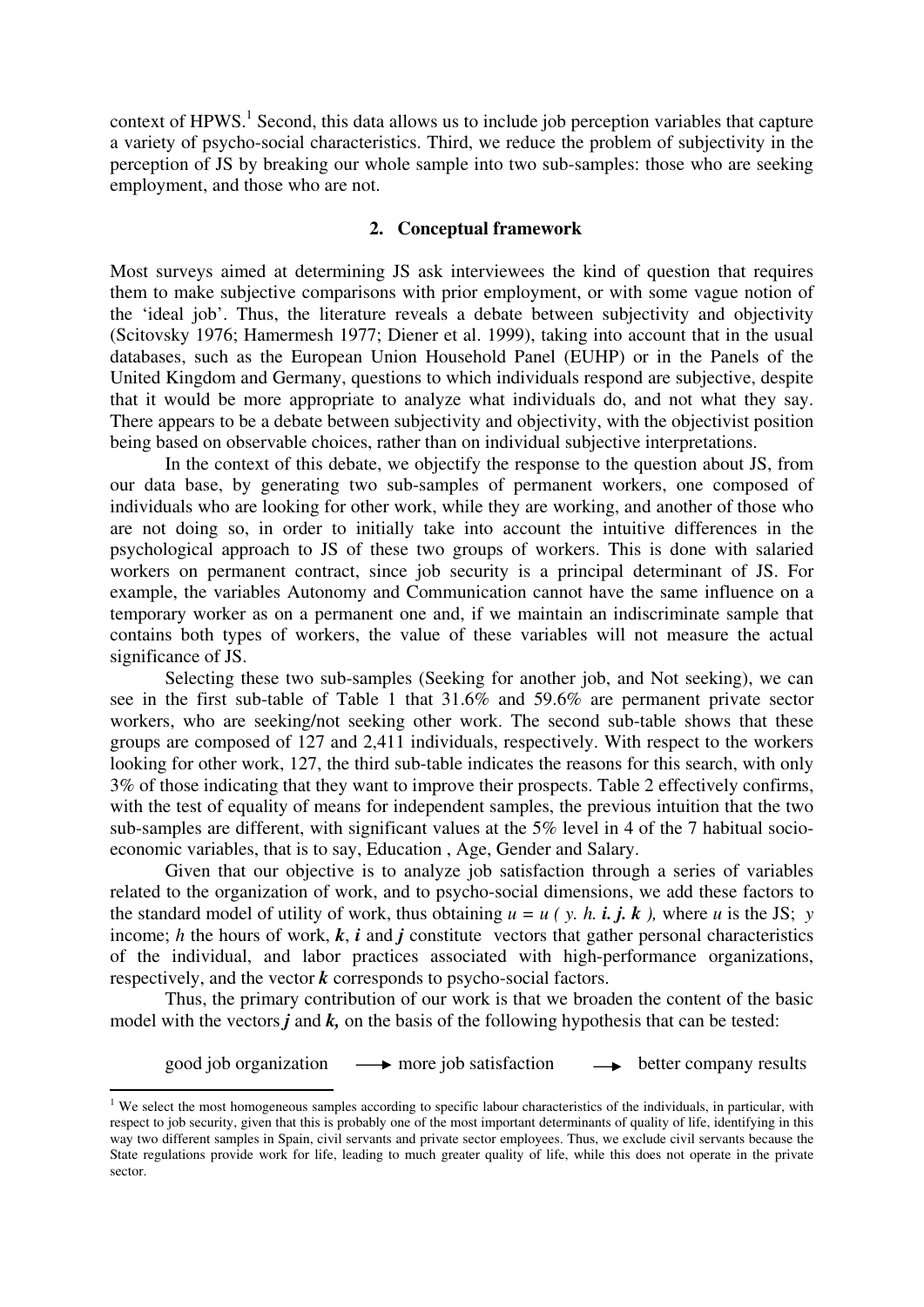context of HPWS.[1] Second, this data allows us to include job perception variables that capture a variety of psycho-social characteristics. Third, we reduce the problem of subjectivity in the perception of JS by breaking our whole sample into two sub-samples: those who are seeking employment, and those who are not.

## 2. Conceptual framework

Most surveys aimed at determining JS ask interviewees the kind of question that requires them to make subjective comparisons with prior employment, or with some vague notion of the 'ideal job'. Thus, the literature reveals a debate between subjectivity and objectivity (Scitovsky 1976; Hamermesh 1977; Diener et al. 1999), taking into account that in the usual databases, such as the European Union Household Panel (EUHP) or in the Panels of the United Kingdom and Germany, questions to which individuals respond are subjective, despite that it would be more appropriate to analyze what individuals do, and not what they say. There appears to be a debate between subjectivity and objectivity, with the objectivist position being based on observable choices, rather than on individual subjective interpretations.

In the context of this debate, we objectify the response to the question about JS, from our data base, by generating two sub-samples of permanent workers, one composed of individuals who are looking for other work, while they are working, and another of those who are not doing so, in order to initially take into account the intuitive differences in the psychological approach to JS of these two groups of workers. This is done with salaried workers on permanent contract, since job security is a principal determinant of JS. For example, the variables Autonomy and Communication cannot have the same influence on a temporary worker as on a permanent one and, if we maintain an indiscriminate sample that contains both types of workers, the value of these variables will not measure the actual significance of JS.

Selecting these two sub-samples (Seeking for another job, and Not seeking), we can see in the first sub-table of Table 1 that 31.6% and 59.6% are permanent private sector workers, who are seeking/not seeking other work. The second sub-table shows that these groups are composed of 127 and 2,411 individuals, respectively. With respect to the workers looking for other work, 127, the third sub-table indicates the reasons for this search, with only 3% of those indicating that they want to improve their prospects. Table 2 effectively confirms, with the test of equality of means for independent samples, the previous intuition that the two sub-samples are different, with significant values at the 5% level in 4 of the 7 habitual socio-economic variables, that is to say, Education , Age, Gender and Salary.

Given that our objective is to analyze job satisfaction through a series of variables related to the organization of work, and to psycho-social dimensions, we add these factors to the standard model of utility of work, thus obtaining $u = u(y, h, \boldsymbol{i}, \boldsymbol{j}, \boldsymbol{k})$, where $u$ is the JS; $y$ income; $h$ the hours of work, $\boldsymbol{k}$, $\boldsymbol{i}$ and $\boldsymbol{j}$ constitute vectors that gather personal characteristics of the individual, and labor practices associated with high-performance organizations, respectively, and the vector $\boldsymbol{k}$ corresponds to psycho-social factors.

Thus, the primary contribution of our work is that we broaden the content of the basic model with the vectors $\boldsymbol{j}$ and $\boldsymbol{k}$, on the basis of the following hypothesis that can be tested:

good job organization $\longrightarrow$ more job satisfaction $\longrightarrow$ better company results

[1] We select the most homogeneous samples according to specific labour characteristics of the individuals, in particular, with respect to job security, given that this is probably one of the most important determinants of quality of life, identifying in this way two different samples in Spain, civil servants and private sector employees. Thus, we exclude civil servants because the State regulations provide work for life, leading to much greater quality of life, while this does not operate in the private sector.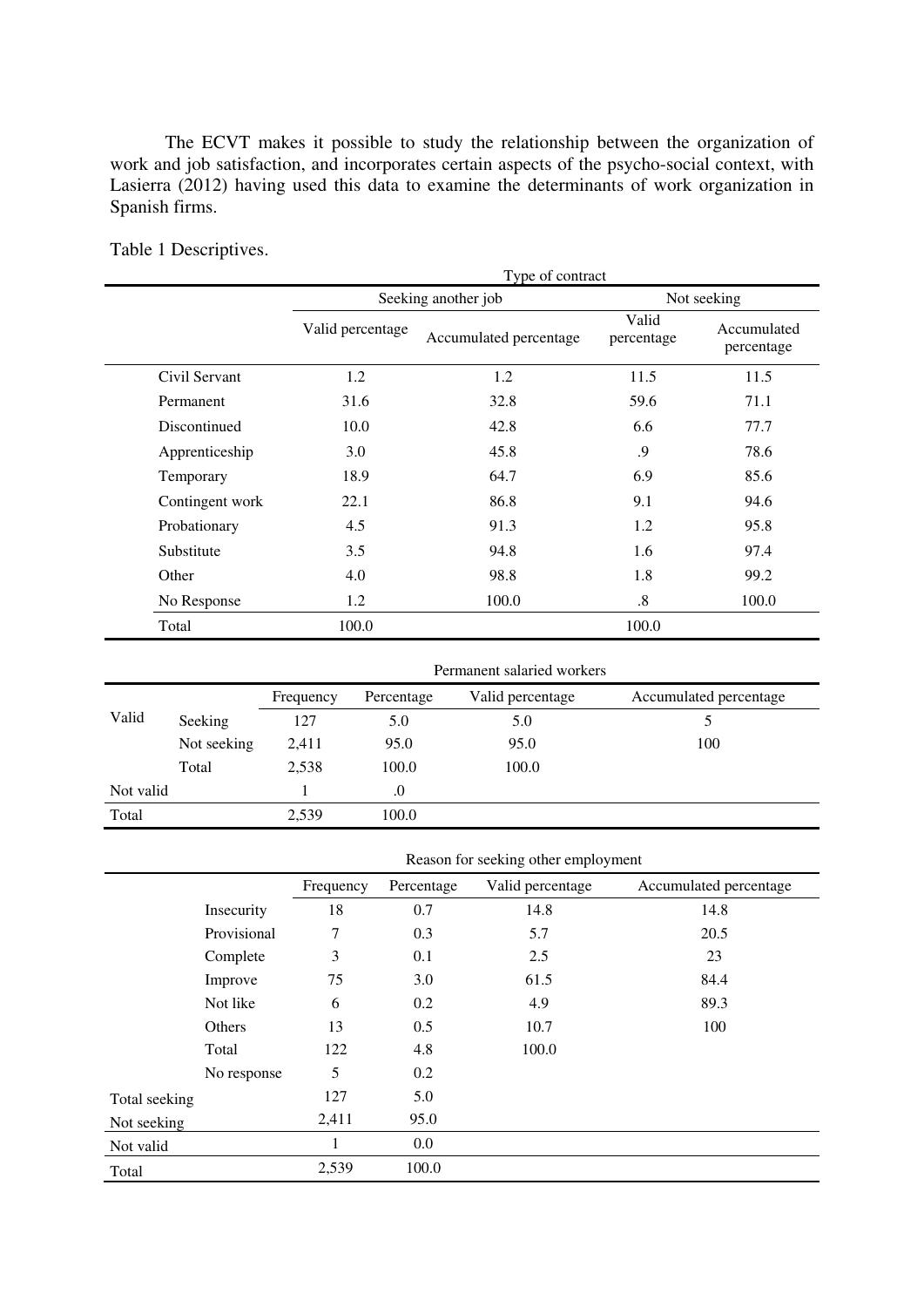The ECVT makes it possible to study the relationship between the organization of work and job satisfaction, and incorporates certain aspects of the psycho-social context, with Lasierra (2012) having used this data to examine the determinants of work organization in Spanish firms.

Table 1 Descriptives.

| | Type of contract | | | |
|---|---|---|---|---|
| | Seeking another job | | Not seeking | |
| | Valid percentage | Accumulated percentage | Valid percentage | Accumulated percentage |
| Civil Servant | 1.2 | 1.2 | 11.5 | 11.5 |
| Permanent | 31.6 | 32.8 | 59.6 | 71.1 |
| Discontinued | 10.0 | 42.8 | 6.6 | 77.7 |
| Apprenticeship | 3.0 | 45.8 | .9 | 78.6 |
| Temporary | 18.9 | 64.7 | 6.9 | 85.6 |
| Contingent work | 22.1 | 86.8 | 9.1 | 94.6 |
| Probationary | 4.5 | 91.3 | 1.2 | 95.8 |
| Substitute | 3.5 | 94.8 | 1.6 | 97.4 |
| Other | 4.0 | 98.8 | 1.8 | 99.2 |
| No Response | 1.2 | 100.0 | .8 | 100.0 |
| Total | 100.0 | | 100.0 | |

| | | Permanent salaried workers | | | |
|---|---|---|---|---|---|
| | | Frequency | Percentage | Valid percentage | Accumulated percentage |
| Valid | Seeking | 127 | 5.0 | 5.0 | 5 |
| | Not seeking | 2,411 | 95.0 | 95.0 | 100 |
| | Total | 2,538 | 100.0 | 100.0 | |
| Not valid | | 1 | .0 | | |
| Total | | 2,539 | 100.0 | | |

| | | Reason for seeking other employment | | | |
|---|---|---|---|---|---|
| | | Frequency | Percentage | Valid percentage | Accumulated percentage |
| | Insecurity | 18 | 0.7 | 14.8 | 14.8 |
| | Provisional | 7 | 0.3 | 5.7 | 20.5 |
| | Complete | 3 | 0.1 | 2.5 | 23 |
| | Improve | 75 | 3.0 | 61.5 | 84.4 |
| | Not like | 6 | 0.2 | 4.9 | 89.3 |
| | Others | 13 | 0.5 | 10.7 | 100 |
| | Total | 122 | 4.8 | 100.0 | |
| | No response | 5 | 0.2 | | |
| Total seeking | | 127 | 5.0 | | |
| Not seeking | | 2,411 | 95.0 | | |
| Not valid | | 1 | 0.0 | | |
| Total | | 2,539 | 100.0 | | |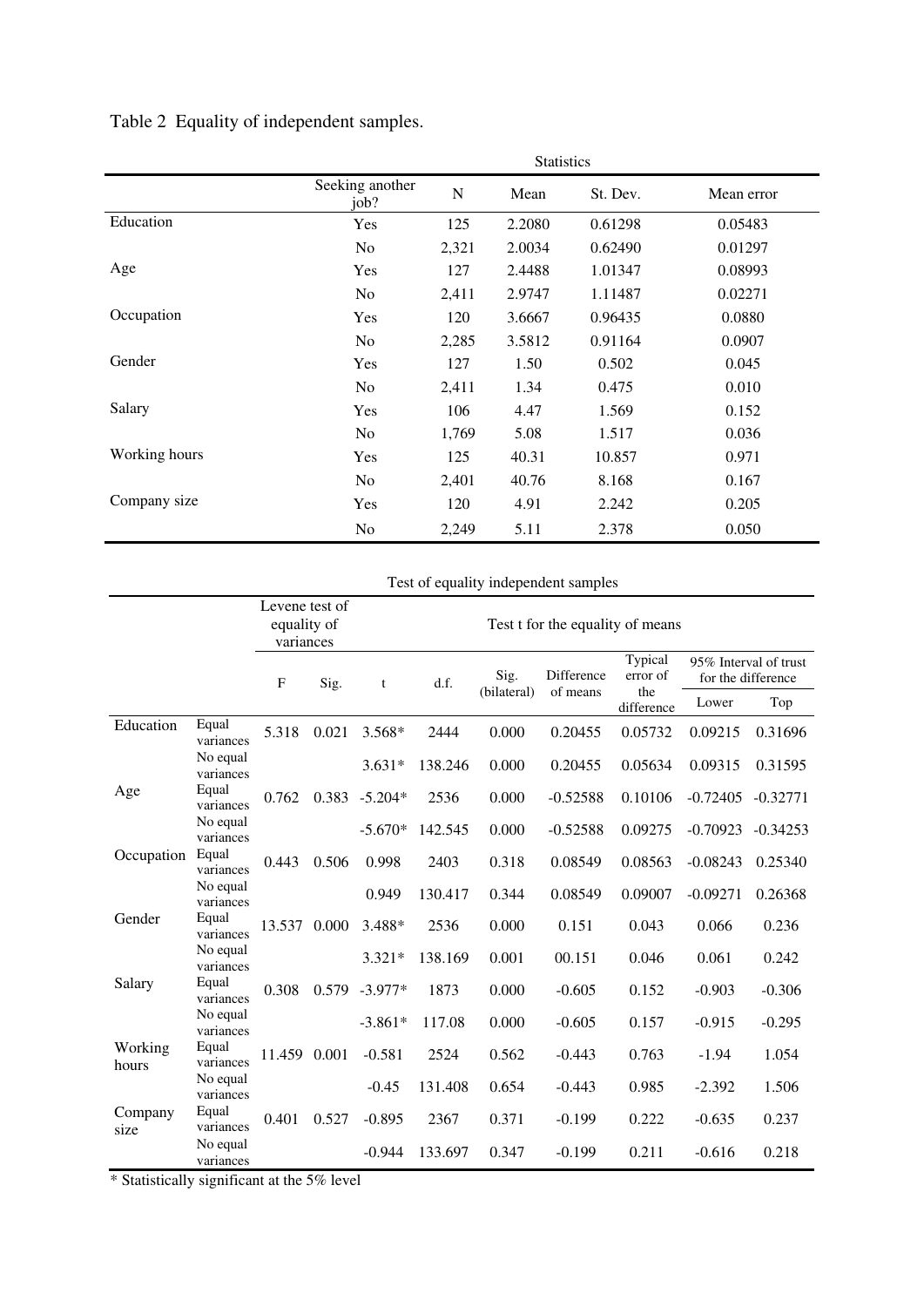Table 2 Equality of independent samples.

| | Statistics | | | | |
|---|---|---|---|---|---|
| | Seeking another job? | N | Mean | St. Dev. | Mean error |
| Education | Yes | 125 | 2.2080 | 0.61298 | 0.05483 |
| | No | 2,321 | 2.0034 | 0.62490 | 0.01297 |
| Age | Yes | 127 | 2.4488 | 1.01347 | 0.08993 |
| | No | 2,411 | 2.9747 | 1.11487 | 0.02271 |
| Occupation | Yes | 120 | 3.6667 | 0.96435 | 0.0880 |
| | No | 2,285 | 3.5812 | 0.91164 | 0.0907 |
| Gender | Yes | 127 | 1.50 | 0.502 | 0.045 |
| | No | 2,411 | 1.34 | 0.475 | 0.010 |
| Salary | Yes | 106 | 4.47 | 1.569 | 0.152 |
| | No | 1,769 | 5.08 | 1.517 | 0.036 |
| Working hours | Yes | 125 | 40.31 | 10.857 | 0.971 |
| | No | 2,401 | 40.76 | 8.168 | 0.167 |
| Company size | Yes | 120 | 4.91 | 2.242 | 0.205 |
| | No | 2,249 | 5.11 | 2.378 | 0.050 |

Test of equality independent samples

| | | Levene test of equality of variances | | Test t for the equality of means | | | | | | |
|---|---|---|---|---|---|---|---|---|---|---|
| | | F | Sig. | t | d.f. | Sig. (bilateral) | Difference of means | Typical error of the difference | 95% Interval of trust for the difference Lower | Top |
| Education | Equal variances | 5.318 | 0.021 | 3.568* | 2444 | 0.000 | 0.20455 | 0.05732 | 0.09215 | 0.31696 |
| | No equal variances | | | 3.631* | 138.246 | 0.000 | 0.20455 | 0.05634 | 0.09315 | 0.31595 |
| Age | Equal variances | 0.762 | 0.383 | -5.204* | 2536 | 0.000 | -0.52588 | 0.10106 | -0.72405 | -0.32771 |
| | No equal variances | | | -5.670* | 142.545 | 0.000 | -0.52588 | 0.09275 | -0.70923 | -0.34253 |
| Occupation | Equal variances | 0.443 | 0.506 | 0.998 | 2403 | 0.318 | 0.08549 | 0.08563 | -0.08243 | 0.25340 |
| | No equal variances | | | 0.949 | 130.417 | 0.344 | 0.08549 | 0.09007 | -0.09271 | 0.26368 |
| Gender | Equal variances | 13.537 | 0.000 | 3.488* | 2536 | 0.000 | 0.151 | 0.043 | 0.066 | 0.236 |
| | No equal variances | | | 3.321* | 138.169 | 0.001 | 00.151 | 0.046 | 0.061 | 0.242 |
| Salary | Equal variances | 0.308 | 0.579 | -3.977* | 1873 | 0.000 | -0.605 | 0.152 | -0.903 | -0.306 |
| | No equal variances | | | -3.861* | 117.08 | 0.000 | -0.605 | 0.157 | -0.915 | -0.295 |
| Working hours | Equal variances | 11.459 | 0.001 | -0.581 | 2524 | 0.562 | -0.443 | 0.763 | -1.94 | 1.054 |
| | No equal variances | | | -0.45 | 131.408 | 0.654 | -0.443 | 0.985 | -2.392 | 1.506 |
| Company size | Equal variances | 0.401 | 0.527 | -0.895 | 2367 | 0.371 | -0.199 | 0.222 | -0.635 | 0.237 |
| | No equal variances | | | -0.944 | 133.697 | 0.347 | -0.199 | 0.211 | -0.616 | 0.218 |

* Statistically significant at the 5% level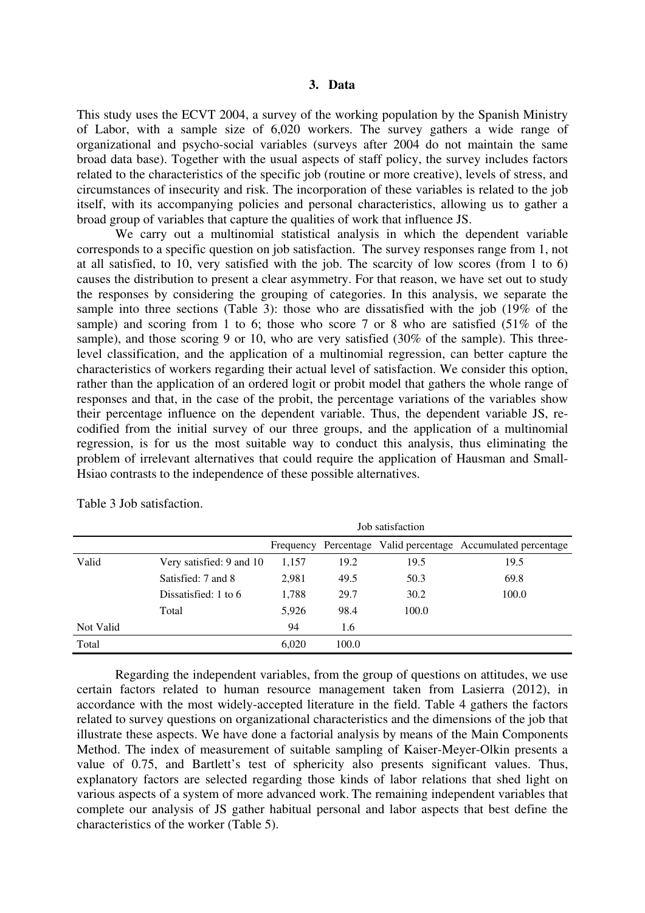## 3. Data

This study uses the ECVT 2004, a survey of the working population by the Spanish Ministry of Labor, with a sample size of 6,020 workers. The survey gathers a wide range of organizational and psycho-social variables (surveys after 2004 do not maintain the same broad data base). Together with the usual aspects of staff policy, the survey includes factors related to the characteristics of the specific job (routine or more creative), levels of stress, and circumstances of insecurity and risk. The incorporation of these variables is related to the job itself, with its accompanying policies and personal characteristics, allowing us to gather a broad group of variables that capture the qualities of work that influence JS.

We carry out a multinomial statistical analysis in which the dependent variable corresponds to a specific question on job satisfaction. The survey responses range from 1, not at all satisfied, to 10, very satisfied with the job. The scarcity of low scores (from 1 to 6) causes the distribution to present a clear asymmetry. For that reason, we have set out to study the responses by considering the grouping of categories. In this analysis, we separate the sample into three sections (Table 3): those who are dissatisfied with the job (19% of the sample) and scoring from 1 to 6; those who score 7 or 8 who are satisfied (51% of the sample), and those scoring 9 or 10, who are very satisfied (30% of the sample). This three-level classification, and the application of a multinomial regression, can better capture the characteristics of workers regarding their actual level of satisfaction. We consider this option, rather than the application of an ordered logit or probit model that gathers the whole range of responses and that, in the case of the probit, the percentage variations of the variables show their percentage influence on the dependent variable. Thus, the dependent variable JS, re-codified from the initial survey of our three groups, and the application of a multinomial regression, is for us the most suitable way to conduct this analysis, thus eliminating the problem of irrelevant alternatives that could require the application of Hausman and Small-Hsiao contrasts to the independence of these possible alternatives.

Table 3 Job satisfaction.

| | | Job satisfaction | | | |
|---|---|---|---|---|---|
| | | Frequency | Percentage | Valid percentage | Accumulated percentage |
| Valid | Very satisfied: 9 and 10 | 1,157 | 19.2 | 19.5 | 19.5 |
| | Satisfied: 7 and 8 | 2,981 | 49.5 | 50.3 | 69.8 |
| | Dissatisfied: 1 to 6 | 1,788 | 29.7 | 30.2 | 100.0 |
| | Total | 5,926 | 98.4 | 100.0 | |
| Not Valid | | 94 | 1.6 | | |
| Total | | 6,020 | 100.0 | | |

Regarding the independent variables, from the group of questions on attitudes, we use certain factors related to human resource management taken from Lasierra (2012), in accordance with the most widely-accepted literature in the field. Table 4 gathers the factors related to survey questions on organizational characteristics and the dimensions of the job that illustrate these aspects. We have done a factorial analysis by means of the Main Components Method. The index of measurement of suitable sampling of Kaiser-Meyer-Olkin presents a value of 0.75, and Bartlett's test of sphericity also presents significant values. Thus, explanatory factors are selected regarding those kinds of labor relations that shed light on various aspects of a system of more advanced work. The remaining independent variables that complete our analysis of JS gather habitual personal and labor aspects that best define the characteristics of the worker (Table 5).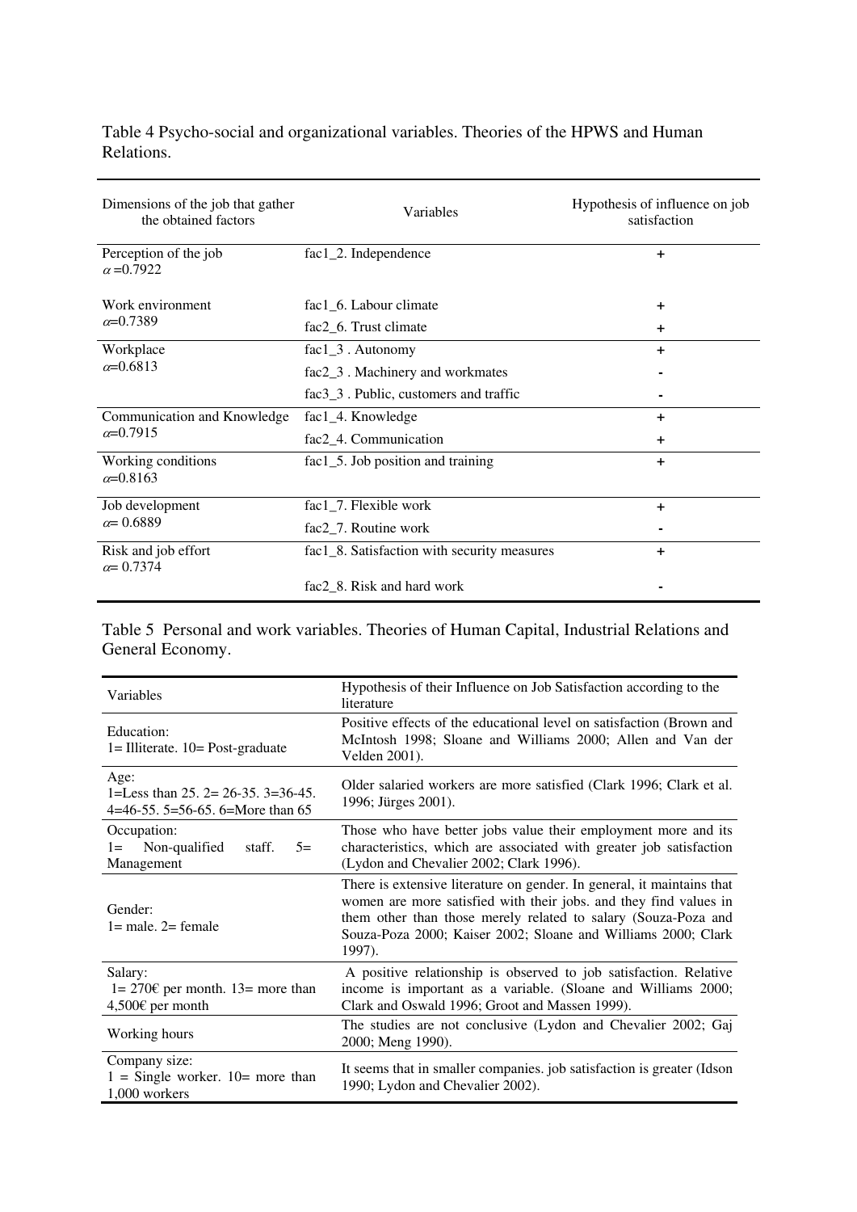Table 4 Psycho-social and organizational variables. Theories of the HPWS and Human Relations.

| Dimensions of the job that gather the obtained factors | Variables | Hypothesis of influence on job satisfaction |
|---|---|---|
| Perception of the job $\alpha$ =0.7922 | fac1_2. Independence | + |
| Work environment $\alpha$=0.7389 | fac1_6. Labour climate | + |
| | fac2_6. Trust climate | + |
| Workplace $\alpha$=0.6813 | fac1_3 . Autonomy | + |
| | fac2_3 . Machinery and workmates | - |
| | fac3_3 . Public, customers and traffic | - |
| Communication and Knowledge $\alpha$=0.7915 | fac1_4. Knowledge | + |
| | fac2_4. Communication | + |
| Working conditions $\alpha$=0.8163 | fac1_5. Job position and training | + |
| Job development $\alpha$= 0.6889 | fac1_7. Flexible work | + |
| | fac2_7. Routine work | - |
| Risk and job effort $\alpha$= 0.7374 | fac1_8. Satisfaction with security measures | + |
| | fac2_8. Risk and hard work | - |

Table 5 Personal and work variables. Theories of Human Capital, Industrial Relations and General Economy.

| Variables | Hypothesis of their Influence on Job Satisfaction according to the literature |
|---|---|
| Education: 1= Illiterate. 10= Post-graduate | Positive effects of the educational level on satisfaction (Brown and McIntosh 1998; Sloane and Williams 2000; Allen and Van der Velden 2001). |
| Age: 1=Less than 25. 2= 26-35. 3=36-45. 4=46-55. 5=56-65. 6=More than 65 | Older salaried workers are more satisfied (Clark 1996; Clark et al. 1996; Jürges 2001). |
| Occupation: 1= Non-qualified staff. 5= Management | Those who have better jobs value their employment more and its characteristics, which are associated with greater job satisfaction (Lydon and Chevalier 2002; Clark 1996). |
| Gender: 1= male. 2= female | There is extensive literature on gender. In general, it maintains that women are more satisfied with their jobs. and they find values in them other than those merely related to salary (Souza-Poza and Souza-Poza 2000; Kaiser 2002; Sloane and Williams 2000; Clark 1997). |
| Salary: 1= 270€ per month. 13= more than 4,500€ per month | A positive relationship is observed to job satisfaction. Relative income is important as a variable. (Sloane and Williams 2000; Clark and Oswald 1996; Groot and Massen 1999). |
| Working hours | The studies are not conclusive (Lydon and Chevalier 2002; Gaj 2000; Meng 1990). |
| Company size: 1 = Single worker. 10= more than 1,000 workers | It seems that in smaller companies. job satisfaction is greater (Idson 1990; Lydon and Chevalier 2002). |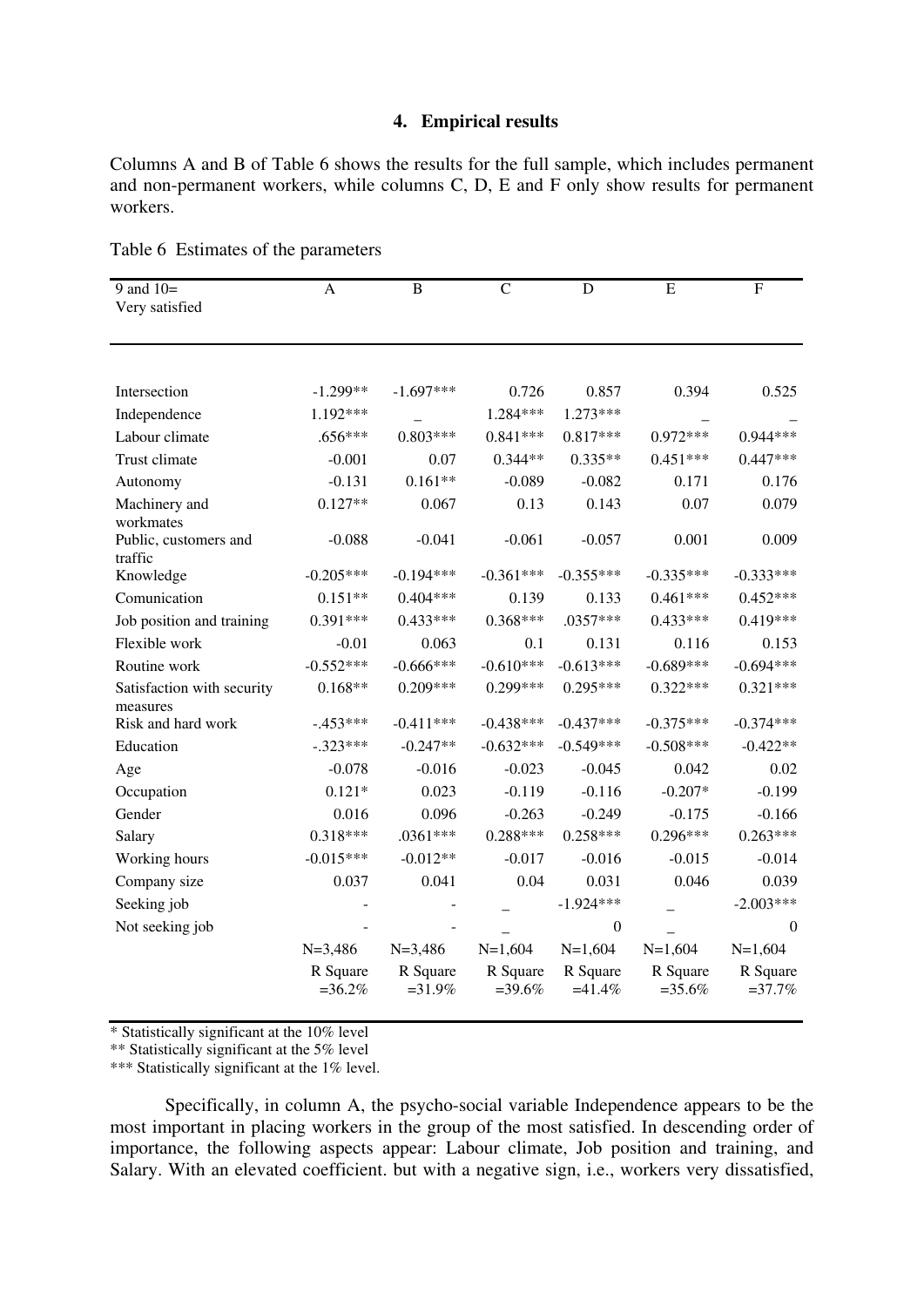## 4. Empirical results

Columns A and B of Table 6 shows the results for the full sample, which includes permanent and non-permanent workers, while columns C, D, E and F only show results for permanent workers.

Table 6 Estimates of the parameters

| 9 and 10= Very satisfied | A | B | C | D | E | F |
|---|---|---|---|---|---|---|
| Intersection | -1.299** | -1.697*** | 0.726 | 0.857 | 0.394 | 0.525 |
| Independence | 1.192*** | _ | 1.284*** | 1.273*** | _ | _ |
| Labour climate | .656*** | 0.803*** | 0.841*** | 0.817*** | 0.972*** | 0.944*** |
| Trust climate | -0.001 | 0.07 | 0.344** | 0.335** | 0.451*** | 0.447*** |
| Autonomy | -0.131 | 0.161** | -0.089 | -0.082 | 0.171 | 0.176 |
| Machinery and workmates | 0.127** | 0.067 | 0.13 | 0.143 | 0.07 | 0.079 |
| Public, customers and traffic | -0.088 | -0.041 | -0.061 | -0.057 | 0.001 | 0.009 |
| Knowledge | -0.205*** | -0.194*** | -0.361*** | -0.355*** | -0.335*** | -0.333*** |
| Comunication | 0.151** | 0.404*** | 0.139 | 0.133 | 0.461*** | 0.452*** |
| Job position and training | 0.391*** | 0.433*** | 0.368*** | .0357*** | 0.433*** | 0.419*** |
| Flexible work | -0.01 | 0.063 | 0.1 | 0.131 | 0.116 | 0.153 |
| Routine work | -0.552*** | -0.666*** | -0.610*** | -0.613*** | -0.689*** | -0.694*** |
| Satisfaction with security measures | 0.168** | 0.209*** | 0.299*** | 0.295*** | 0.322*** | 0.321*** |
| Risk and hard work | -.453*** | -0.411*** | -0.438*** | -0.437*** | -0.375*** | -0.374*** |
| Education | -.323*** | -0.247** | -0.632*** | -0.549*** | -0.508*** | -0.422** |
| Age | -0.078 | -0.016 | -0.023 | -0.045 | 0.042 | 0.02 |
| Occupation | 0.121* | 0.023 | -0.119 | -0.116 | -0.207* | -0.199 |
| Gender | 0.016 | 0.096 | -0.263 | -0.249 | -0.175 | -0.166 |
| Salary | 0.318*** | .0361*** | 0.288*** | 0.258*** | 0.296*** | 0.263*** |
| Working hours | -0.015*** | -0.012** | -0.017 | -0.016 | -0.015 | -0.014 |
| Company size | 0.037 | 0.041 | 0.04 | 0.031 | 0.046 | 0.039 |
| Seeking job | - | - | _ | -1.924*** | _ | -2.003*** |
| Not seeking job | - | - | _ | 0 | _ | 0 |
| | N=3,486 | N=3,486 | N=1,604 | N=1,604 | N=1,604 | N=1,604 |
| | R Square =36.2% | R Square =31.9% | R Square =39.6% | R Square =41.4% | R Square =35.6% | R Square =37.7% |

\* Statistically significant at the 10% level

** Statistically significant at the 5% level

*** Statistically significant at the 1% level.

Specifically, in column A, the psycho-social variable Independence appears to be the most important in placing workers in the group of the most satisfied. In descending order of importance, the following aspects appear: Labour climate, Job position and training, and Salary. With an elevated coefficient. but with a negative sign, i.e., workers very dissatisfied,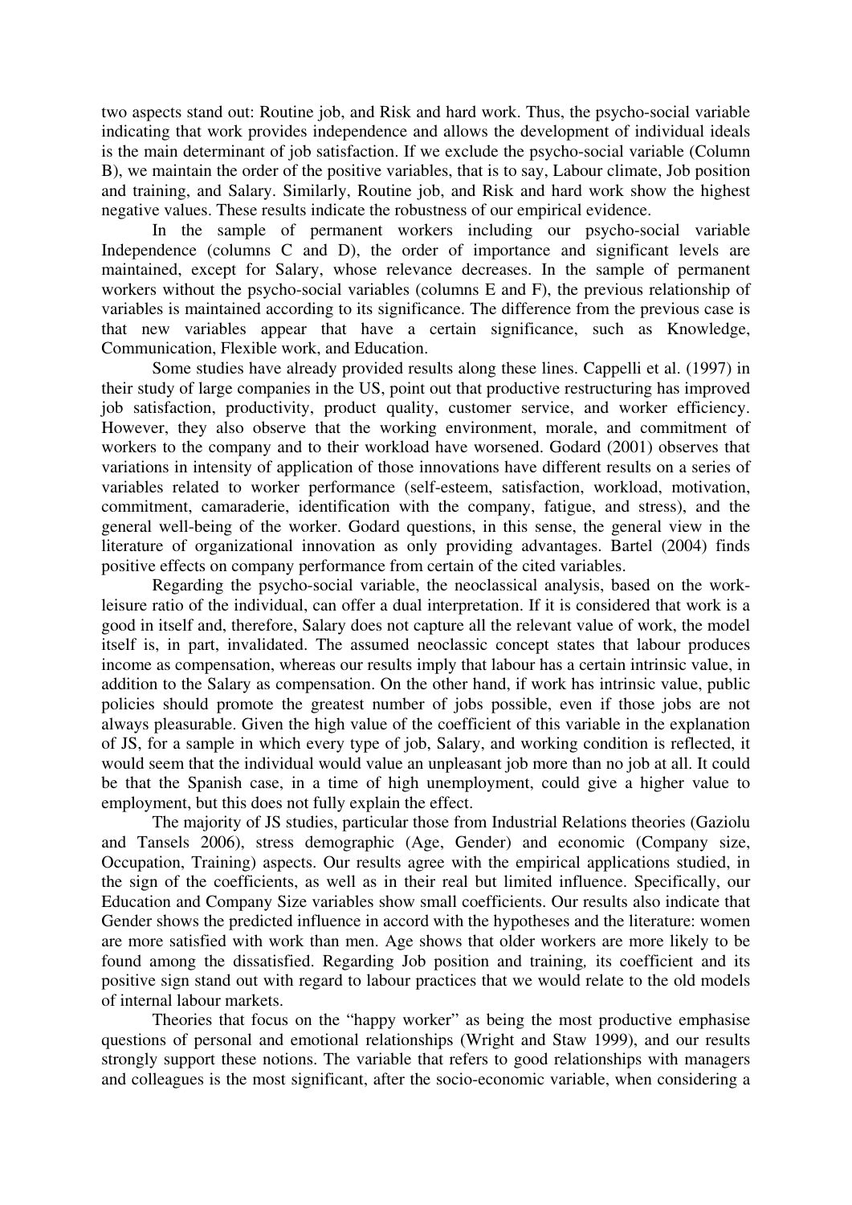two aspects stand out: Routine job, and Risk and hard work. Thus, the psycho-social variable indicating that work provides independence and allows the development of individual ideals is the main determinant of job satisfaction. If we exclude the psycho-social variable (Column B), we maintain the order of the positive variables, that is to say, Labour climate, Job position and training, and Salary. Similarly, Routine job, and Risk and hard work show the highest negative values. These results indicate the robustness of our empirical evidence.

In the sample of permanent workers including our psycho-social variable Independence (columns C and D), the order of importance and significant levels are maintained, except for Salary, whose relevance decreases. In the sample of permanent workers without the psycho-social variables (columns E and F), the previous relationship of variables is maintained according to its significance. The difference from the previous case is that new variables appear that have a certain significance, such as Knowledge, Communication, Flexible work, and Education.

Some studies have already provided results along these lines. Cappelli et al. (1997) in their study of large companies in the US, point out that productive restructuring has improved job satisfaction, productivity, product quality, customer service, and worker efficiency. However, they also observe that the working environment, morale, and commitment of workers to the company and to their workload have worsened. Godard (2001) observes that variations in intensity of application of those innovations have different results on a series of variables related to worker performance (self-esteem, satisfaction, workload, motivation, commitment, camaraderie, identification with the company, fatigue, and stress), and the general well-being of the worker. Godard questions, in this sense, the general view in the literature of organizational innovation as only providing advantages. Bartel (2004) finds positive effects on company performance from certain of the cited variables.

Regarding the psycho-social variable, the neoclassical analysis, based on the work-leisure ratio of the individual, can offer a dual interpretation. If it is considered that work is a good in itself and, therefore, Salary does not capture all the relevant value of work, the model itself is, in part, invalidated. The assumed neoclassic concept states that labour produces income as compensation, whereas our results imply that labour has a certain intrinsic value, in addition to the Salary as compensation. On the other hand, if work has intrinsic value, public policies should promote the greatest number of jobs possible, even if those jobs are not always pleasurable. Given the high value of the coefficient of this variable in the explanation of JS, for a sample in which every type of job, Salary, and working condition is reflected, it would seem that the individual would value an unpleasant job more than no job at all. It could be that the Spanish case, in a time of high unemployment, could give a higher value to employment, but this does not fully explain the effect.

The majority of JS studies, particular those from Industrial Relations theories (Gaziolu and Tansels 2006), stress demographic (Age, Gender) and economic (Company size, Occupation, Training) aspects. Our results agree with the empirical applications studied, in the sign of the coefficients, as well as in their real but limited influence. Specifically, our Education and Company Size variables show small coefficients. Our results also indicate that Gender shows the predicted influence in accord with the hypotheses and the literature: women are more satisfied with work than men. Age shows that older workers are more likely to be found among the dissatisfied. Regarding Job position and training*,* its coefficient and its positive sign stand out with regard to labour practices that we would relate to the old models of internal labour markets.

Theories that focus on the "happy worker" as being the most productive emphasise questions of personal and emotional relationships (Wright and Staw 1999), and our results strongly support these notions. The variable that refers to good relationships with managers and colleagues is the most significant, after the socio-economic variable, when considering a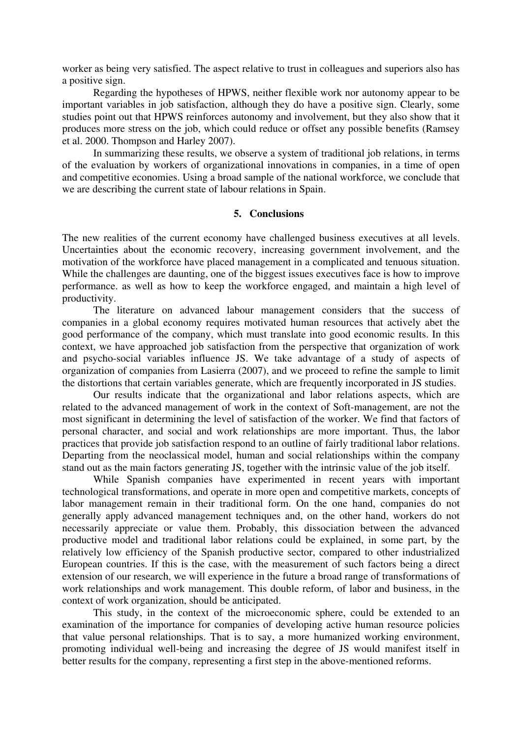worker as being very satisfied. The aspect relative to trust in colleagues and superiors also has a positive sign.

Regarding the hypotheses of HPWS, neither flexible work nor autonomy appear to be important variables in job satisfaction, although they do have a positive sign. Clearly, some studies point out that HPWS reinforces autonomy and involvement, but they also show that it produces more stress on the job, which could reduce or offset any possible benefits (Ramsey et al. 2000. Thompson and Harley 2007).

In summarizing these results, we observe a system of traditional job relations, in terms of the evaluation by workers of organizational innovations in companies, in a time of open and competitive economies. Using a broad sample of the national workforce, we conclude that we are describing the current state of labour relations in Spain.

## 5. Conclusions

The new realities of the current economy have challenged business executives at all levels. Uncertainties about the economic recovery, increasing government involvement, and the motivation of the workforce have placed management in a complicated and tenuous situation. While the challenges are daunting, one of the biggest issues executives face is how to improve performance. as well as how to keep the workforce engaged, and maintain a high level of productivity.

The literature on advanced labour management considers that the success of companies in a global economy requires motivated human resources that actively abet the good performance of the company, which must translate into good economic results. In this context, we have approached job satisfaction from the perspective that organization of work and psycho-social variables influence JS. We take advantage of a study of aspects of organization of companies from Lasierra (2007), and we proceed to refine the sample to limit the distortions that certain variables generate, which are frequently incorporated in JS studies.

Our results indicate that the organizational and labor relations aspects, which are related to the advanced management of work in the context of Soft-management, are not the most significant in determining the level of satisfaction of the worker. We find that factors of personal character, and social and work relationships are more important. Thus, the labor practices that provide job satisfaction respond to an outline of fairly traditional labor relations. Departing from the neoclassical model, human and social relationships within the company stand out as the main factors generating JS, together with the intrinsic value of the job itself.

While Spanish companies have experimented in recent years with important technological transformations, and operate in more open and competitive markets, concepts of labor management remain in their traditional form. On the one hand, companies do not generally apply advanced management techniques and, on the other hand, workers do not necessarily appreciate or value them. Probably, this dissociation between the advanced productive model and traditional labor relations could be explained, in some part, by the relatively low efficiency of the Spanish productive sector, compared to other industrialized European countries. If this is the case, with the measurement of such factors being a direct extension of our research, we will experience in the future a broad range of transformations of work relationships and work management. This double reform, of labor and business, in the context of work organization, should be anticipated.

This study, in the context of the microeconomic sphere, could be extended to an examination of the importance for companies of developing active human resource policies that value personal relationships. That is to say, a more humanized working environment, promoting individual well-being and increasing the degree of JS would manifest itself in better results for the company, representing a first step in the above-mentioned reforms.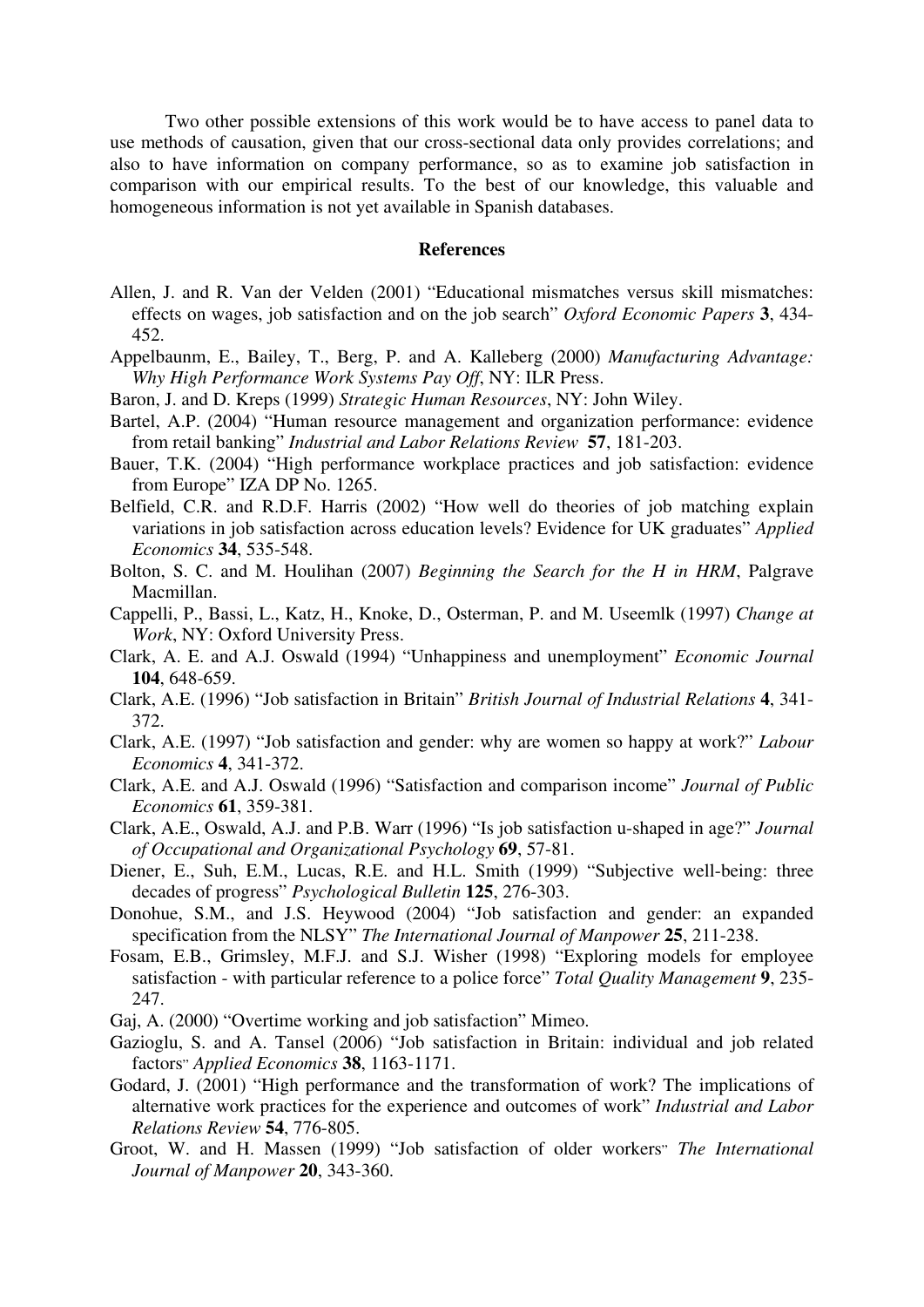Two other possible extensions of this work would be to have access to panel data to use methods of causation, given that our cross-sectional data only provides correlations; and also to have information on company performance, so as to examine job satisfaction in comparison with our empirical results. To the best of our knowledge, this valuable and homogeneous information is not yet available in Spanish databases.

## References

Allen, J. and R. Van der Velden (2001) "Educational mismatches versus skill mismatches: effects on wages, job satisfaction and on the job search" *Oxford Economic Papers* **3**, 434-452.

Appelbaunm, E., Bailey, T., Berg, P. and A. Kalleberg (2000) *Manufacturing Advantage: Why High Performance Work Systems Pay Off*, NY: ILR Press.

Baron, J. and D. Kreps (1999) *Strategic Human Resources*, NY: John Wiley.

Bartel, A.P. (2004) "Human resource management and organization performance: evidence from retail banking" *Industrial and Labor Relations Review* **57**, 181-203.

Bauer, T.K. (2004) "High performance workplace practices and job satisfaction: evidence from Europe" IZA DP No. 1265.

Belfield, C.R. and R.D.F. Harris (2002) "How well do theories of job matching explain variations in job satisfaction across education levels? Evidence for UK graduates" *Applied Economics* **34**, 535-548.

Bolton, S. C. and M. Houlihan (2007) *Beginning the Search for the H in HRM*, Palgrave Macmillan.

Cappelli, P., Bassi, L., Katz, H., Knoke, D., Osterman, P. and M. Useemlk (1997) *Change at Work*, NY: Oxford University Press.

Clark, A. E. and A.J. Oswald (1994) "Unhappiness and unemployment" *Economic Journal* **104**, 648-659.

Clark, A.E. (1996) "Job satisfaction in Britain" *British Journal of Industrial Relations* **4**, 341-372.

Clark, A.E. (1997) "Job satisfaction and gender: why are women so happy at work?" *Labour Economics* **4**, 341-372.

Clark, A.E. and A.J. Oswald (1996) "Satisfaction and comparison income" *Journal of Public Economics* **61**, 359-381.

Clark, A.E., Oswald, A.J. and P.B. Warr (1996) "Is job satisfaction u-shaped in age?" *Journal of Occupational and Organizational Psychology* **69**, 57-81.

Diener, E., Suh, E.M., Lucas, R.E. and H.L. Smith (1999) "Subjective well-being: three decades of progress" *Psychological Bulletin* **125**, 276-303.

Donohue, S.M., and J.S. Heywood (2004) "Job satisfaction and gender: an expanded specification from the NLSY" *The International Journal of Manpower* **25**, 211-238.

Fosam, E.B., Grimsley, M.F.J. and S.J. Wisher (1998) "Exploring models for employee satisfaction - with particular reference to a police force" *Total Quality Management* **9**, 235-247.

Gaj, A. (2000) "Overtime working and job satisfaction" Mimeo.

Gazioglu, S. and A. Tansel (2006) "Job satisfaction in Britain: individual and job related factors" *Applied Economics* **38**, 1163-1171.

Godard, J. (2001) "High performance and the transformation of work? The implications of alternative work practices for the experience and outcomes of work" *Industrial and Labor Relations Review* **54**, 776-805.

Groot, W. and H. Massen (1999) "Job satisfaction of older workers" *The International Journal of Manpower* **20**, 343-360.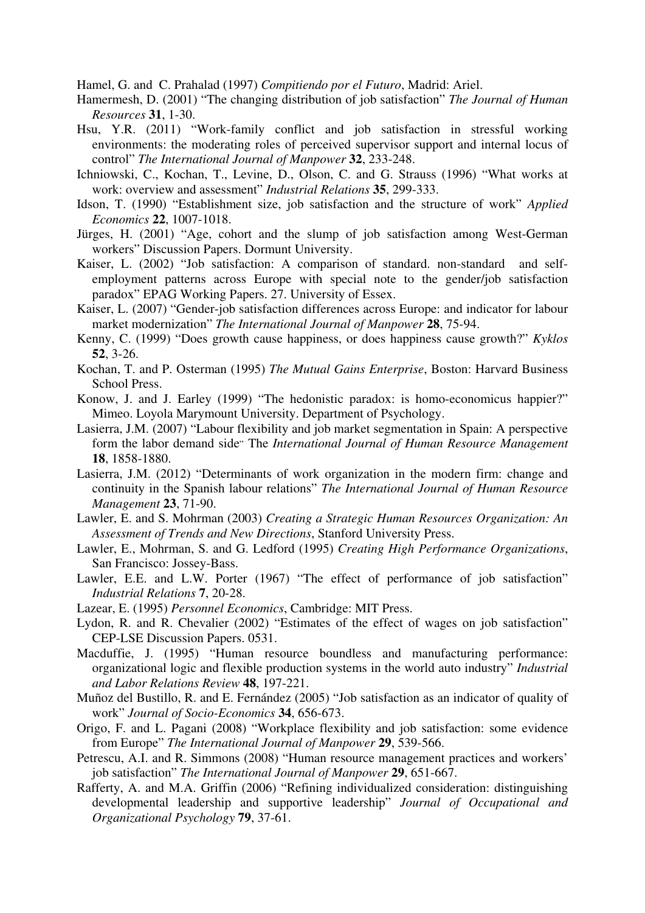Hamel, G. and C. Prahalad (1997) *Compitiendo por el Futuro*, Madrid: Ariel.

Hamermesh, D. (2001) "The changing distribution of job satisfaction" *The Journal of Human Resources* **31**, 1-30.

Hsu, Y.R. (2011) "Work-family conflict and job satisfaction in stressful working environments: the moderating roles of perceived supervisor support and internal locus of control" *The International Journal of Manpower* **32**, 233-248.

Ichniowski, C., Kochan, T., Levine, D., Olson, C. and G. Strauss (1996) "What works at work: overview and assessment" *Industrial Relations* **35**, 299-333.

Idson, T. (1990) "Establishment size, job satisfaction and the structure of work" *Applied Economics* **22**, 1007-1018.

Jürges, H. (2001) "Age, cohort and the slump of job satisfaction among West-German workers" Discussion Papers. Dormunt University.

Kaiser, L. (2002) "Job satisfaction: A comparison of standard. non-standard and self-employment patterns across Europe with special note to the gender/job satisfaction paradox" EPAG Working Papers. 27. University of Essex.

Kaiser, L. (2007) "Gender-job satisfaction differences across Europe: and indicator for labour market modernization" *The International Journal of Manpower* **28**, 75-94.

Kenny, C. (1999) "Does growth cause happiness, or does happiness cause growth?" *Kyklos* **52**, 3-26.

Kochan, T. and P. Osterman (1995) *The Mutual Gains Enterprise*, Boston: Harvard Business School Press.

Konow, J. and J. Earley (1999) "The hedonistic paradox: is homo-economicus happier?" Mimeo. Loyola Marymount University. Department of Psychology.

Lasierra, J.M. (2007) "Labour flexibility and job market segmentation in Spain: A perspective form the labor demand side" The *International Journal of Human Resource Management* **18**, 1858-1880.

Lasierra, J.M. (2012) "Determinants of work organization in the modern firm: change and continuity in the Spanish labour relations" *The International Journal of Human Resource Management* **23**, 71-90.

Lawler, E. and S. Mohrman (2003) *Creating a Strategic Human Resources Organization: An Assessment of Trends and New Directions*, Stanford University Press.

Lawler, E., Mohrman, S. and G. Ledford (1995) *Creating High Performance Organizations*, San Francisco: Jossey-Bass.

Lawler, E.E. and L.W. Porter (1967) "The effect of performance of job satisfaction" *Industrial Relations* **7**, 20-28.

Lazear, E. (1995) *Personnel Economics*, Cambridge: MIT Press.

Lydon, R. and R. Chevalier (2002) "Estimates of the effect of wages on job satisfaction" CEP-LSE Discussion Papers. 0531.

Macduffie, J. (1995) "Human resource boundless and manufacturing performance: organizational logic and flexible production systems in the world auto industry" *Industrial and Labor Relations Review* **48**, 197-221.

Muñoz del Bustillo, R. and E. Fernández (2005) "Job satisfaction as an indicator of quality of work" *Journal of Socio-Economics* **34**, 656-673.

Origo, F. and L. Pagani (2008) "Workplace flexibility and job satisfaction: some evidence from Europe" *The International Journal of Manpower* **29**, 539-566.

Petrescu, A.I. and R. Simmons (2008) "Human resource management practices and workers' job satisfaction" *The International Journal of Manpower* **29**, 651-667.

Rafferty, A. and M.A. Griffin (2006) "Refining individualized consideration: distinguishing developmental leadership and supportive leadership" *Journal of Occupational and Organizational Psychology* **79**, 37-61.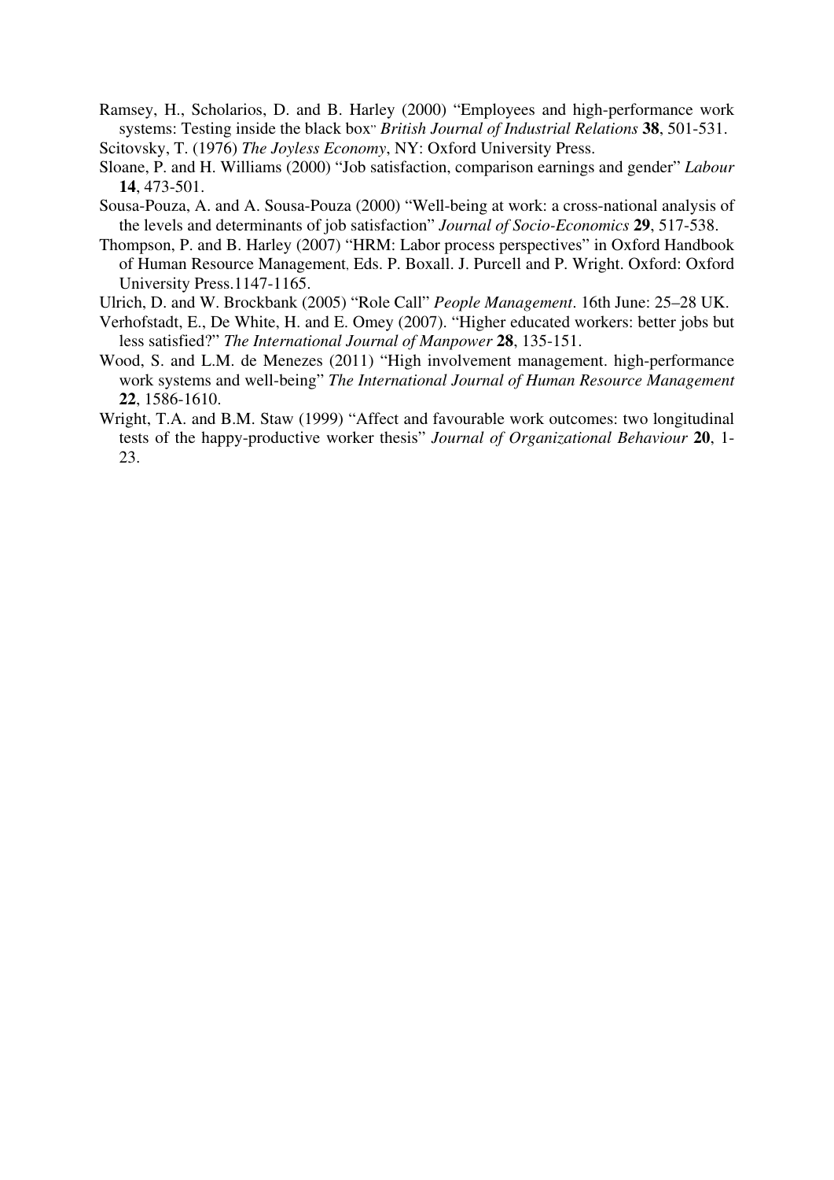Ramsey, H., Scholarios, D. and B. Harley (2000) "Employees and high-performance work systems: Testing inside the black box" *British Journal of Industrial Relations* **38**, 501-531.

Scitovsky, T. (1976) *The Joyless Economy*, NY: Oxford University Press.

Sloane, P. and H. Williams (2000) "Job satisfaction, comparison earnings and gender" *Labour* **14**, 473-501.

Sousa-Pouza, A. and A. Sousa-Pouza (2000) "Well-being at work: a cross-national analysis of the levels and determinants of job satisfaction" *Journal of Socio-Economics* **29**, 517-538.

Thompson, P. and B. Harley (2007) "HRM: Labor process perspectives" in Oxford Handbook of Human Resource Management, Eds. P. Boxall. J. Purcell and P. Wright. Oxford: Oxford University Press.1147-1165.

Ulrich, D. and W. Brockbank (2005) "Role Call" *People Management*. 16th June: 25–28 UK.

Verhofstadt, E., De White, H. and E. Omey (2007). "Higher educated workers: better jobs but less satisfied?" *The International Journal of Manpower* **28**, 135-151.

Wood, S. and L.M. de Menezes (2011) "High involvement management. high-performance work systems and well-being" *The International Journal of Human Resource Management* **22**, 1586-1610.

Wright, T.A. and B.M. Staw (1999) "Affect and favourable work outcomes: two longitudinal tests of the happy-productive worker thesis" *Journal of Organizational Behaviour* **20**, 1-23.